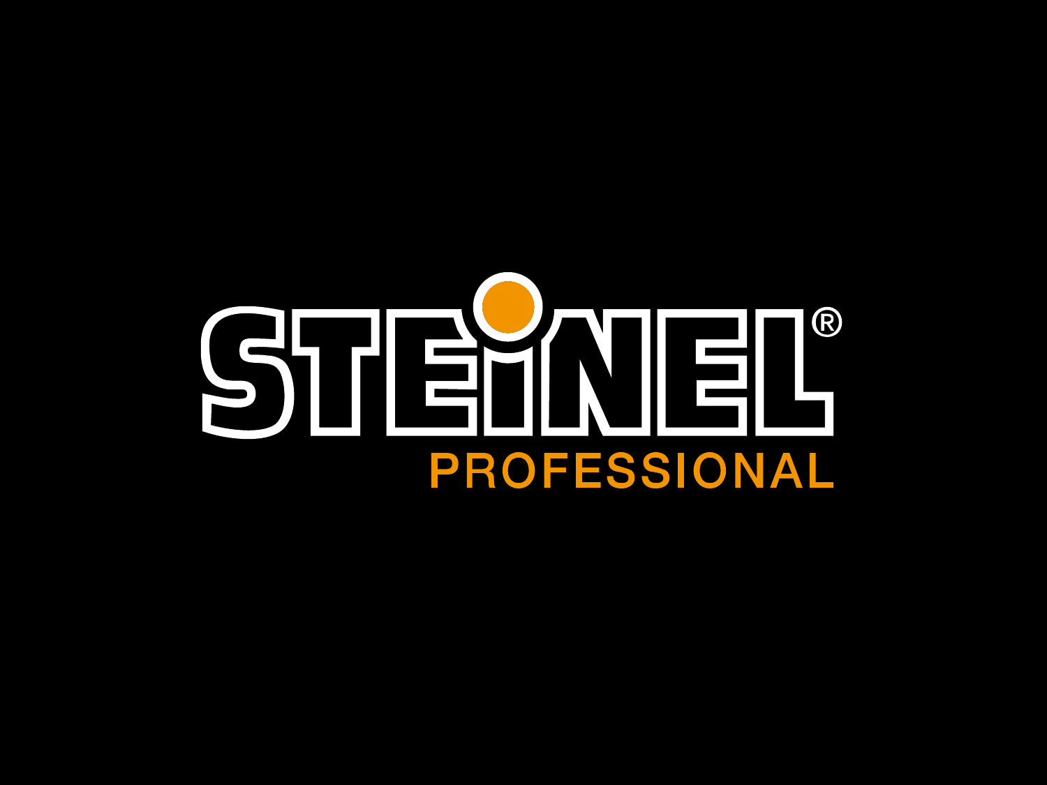# STEINEL®

## PROFESSIONAL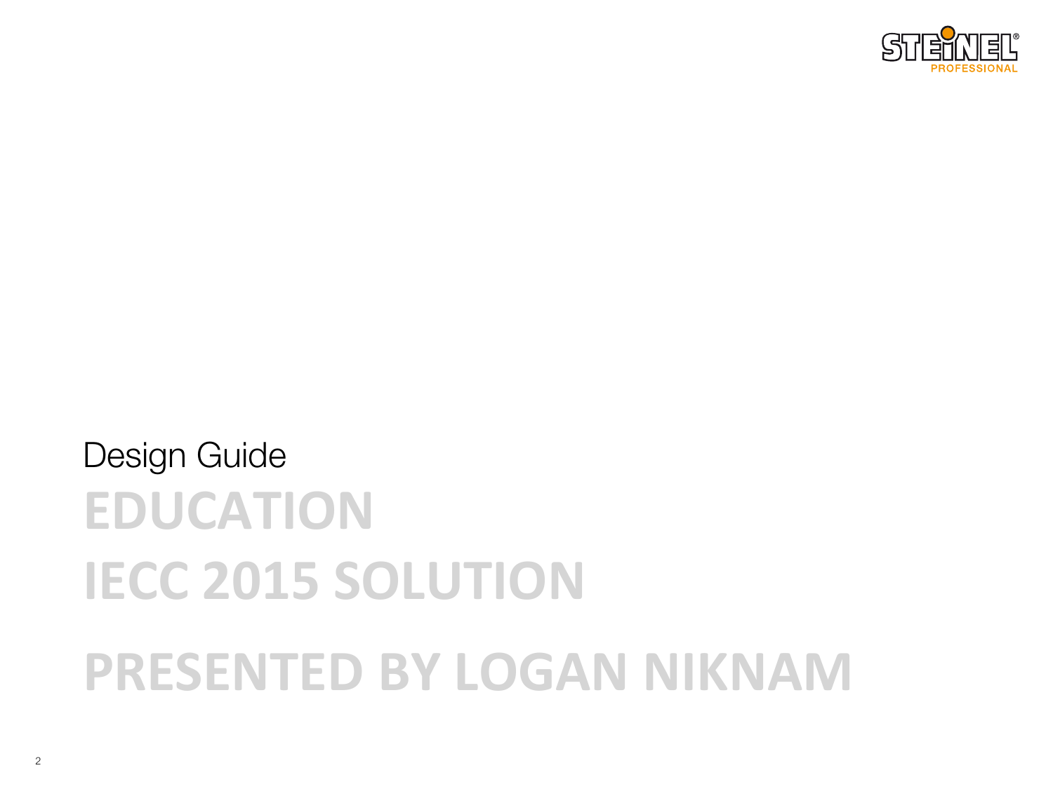Design Guide

# EDUCATION

# IECC 2015 SOLUTION

# PRESENTED BY LOGAN NIKNAM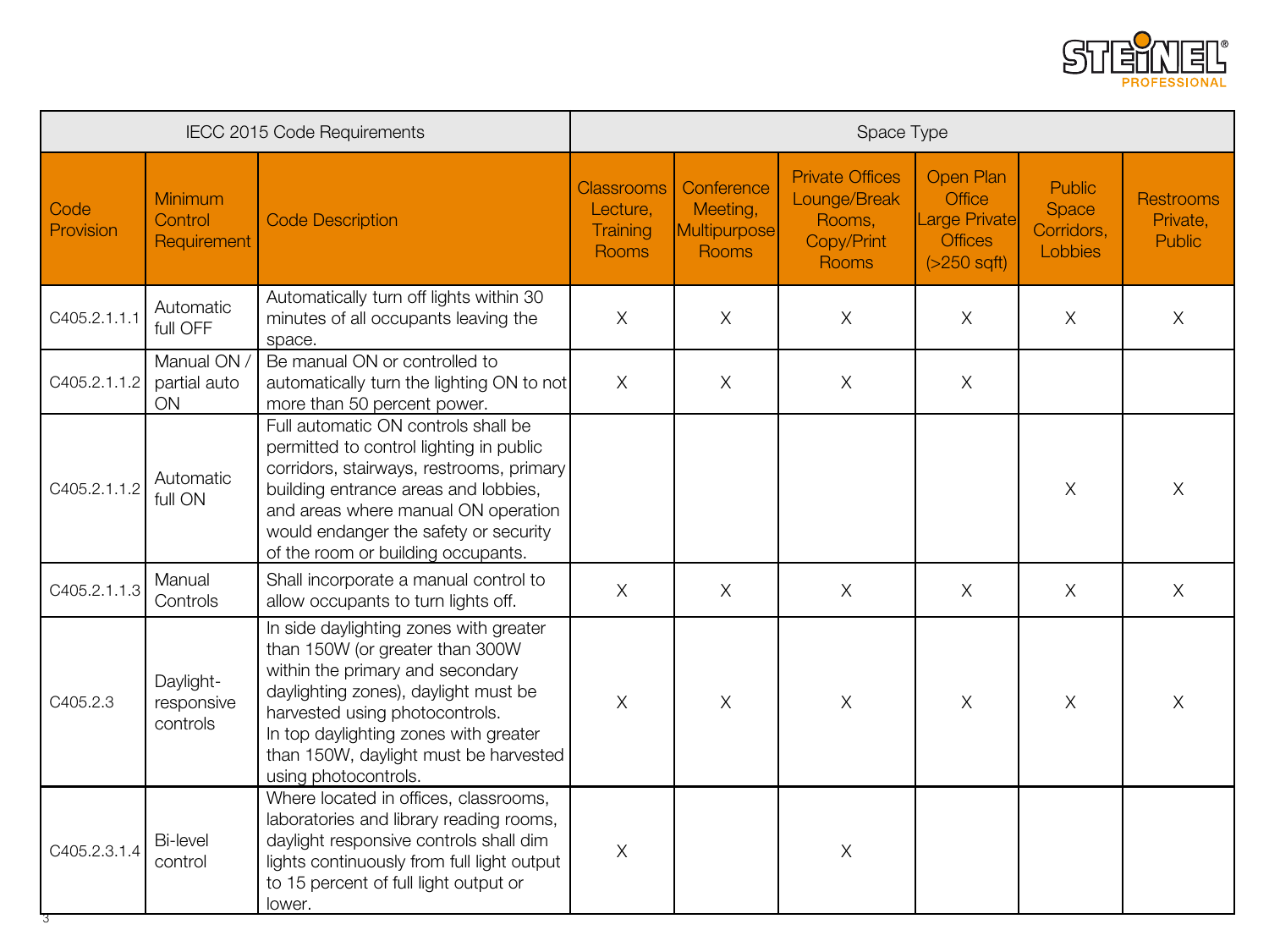| IECC 2015 Code Requirements | | | Space Type | | | | | |
|---|---|---|---|---|---|---|---|---|
| Code Provision | Minimum Control Requirement | Code Description | Classrooms Lecture, Training Rooms | Conference Meeting, Multipurpose Rooms | Private Offices Lounge/Break Rooms, Copy/Print Rooms | Open Plan Office Large Private Offices (>250 sqft) | Public Space Corridors, Lobbies | Restrooms Private, Public |
| C405.2.1.1.1 | Automatic full OFF | Automatically turn off lights within 30 minutes of all occupants leaving the space. | X | X | X | X | X | X |
| C405.2.1.1.2 | Manual ON / partial auto ON | Be manual ON or controlled to automatically turn the lighting ON to not more than 50 percent power. | X | X | X | X | | |
| C405.2.1.1.2 | Automatic full ON | Full automatic ON controls shall be permitted to control lighting in public corridors, stairways, restrooms, primary building entrance areas and lobbies, and areas where manual ON operation would endanger the safety or security of the room or building occupants. | | | | | X | X |
| C405.2.1.1.3 | Manual Controls | Shall incorporate a manual control to allow occupants to turn lights off. | X | X | X | X | X | X |
| C405.2.3 | Daylight-responsive controls | In side daylighting zones with greater than 150W (or greater than 300W within the primary and secondary daylighting zones), daylight must be harvested using photocontrols. In top daylighting zones with greater than 150W, daylight must be harvested using photocontrols. | X | X | X | X | X | X |
| C405.2.3.1.4 | Bi-level control | Where located in offices, classrooms, laboratories and library reading rooms, daylight responsive controls shall dim lights continuously from full light output to 15 percent of full light output or lower. | X | | X | | | |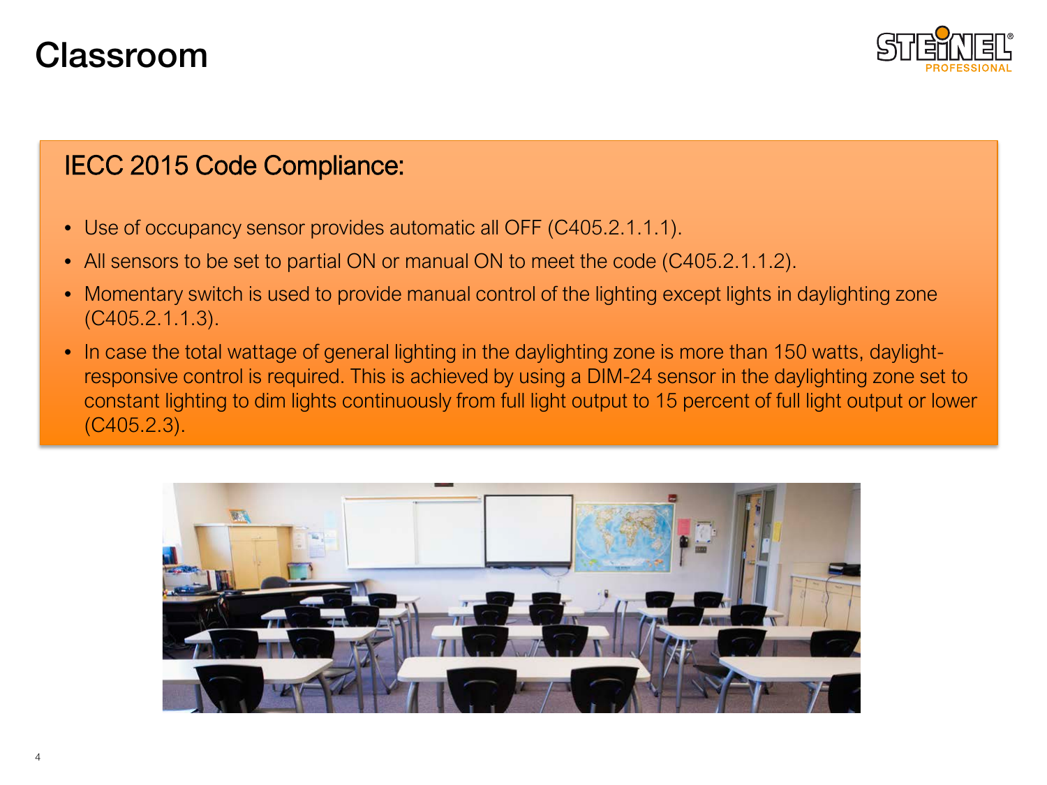# Classroom

## IECC 2015 Code Compliance:

- Use of occupancy sensor provides automatic all OFF (C405.2.1.1.1).
- All sensors to be set to partial ON or manual ON to meet the code (C405.2.1.1.2).
- Momentary switch is used to provide manual control of the lighting except lights in daylighting zone (C405.2.1.1.3).
- In case the total wattage of general lighting in the daylighting zone is more than 150 watts, daylight-responsive control is required. This is achieved by using a DIM-24 sensor in the daylighting zone set to constant lighting to dim lights continuously from full light output to 15 percent of full light output or lower (C405.2.3).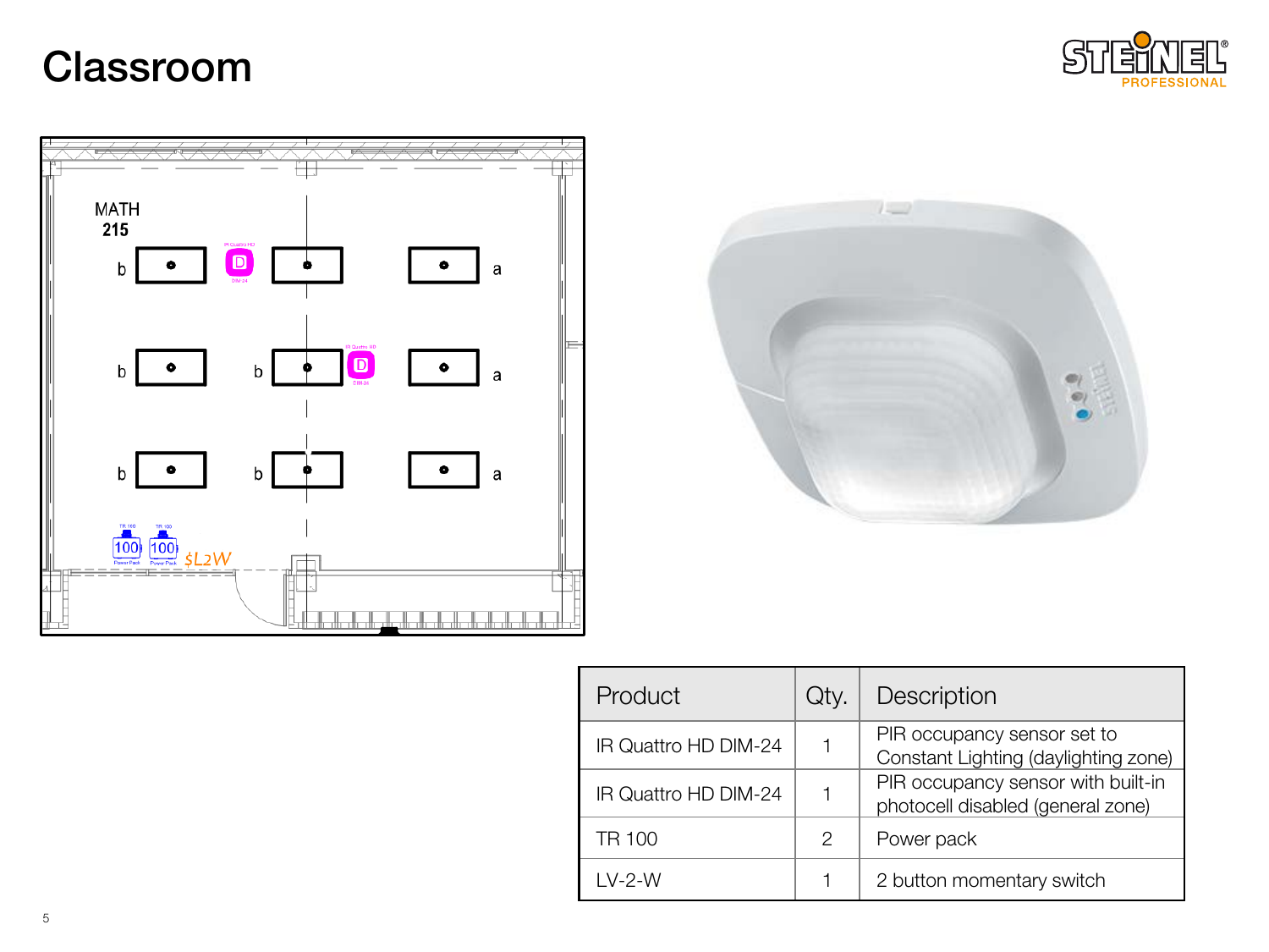# Classroom

| Product | Qty. | Description |
| --- | --- | --- |
| IR Quattro HD DIM-24 | 1 | PIR occupancy sensor set to Constant Lighting (daylighting zone) |
| IR Quattro HD DIM-24 | 1 | PIR occupancy sensor with built-in photocell disabled (general zone) |
| TR 100 | 2 | Power pack |
| LV-2-W | 1 | 2 button momentary switch |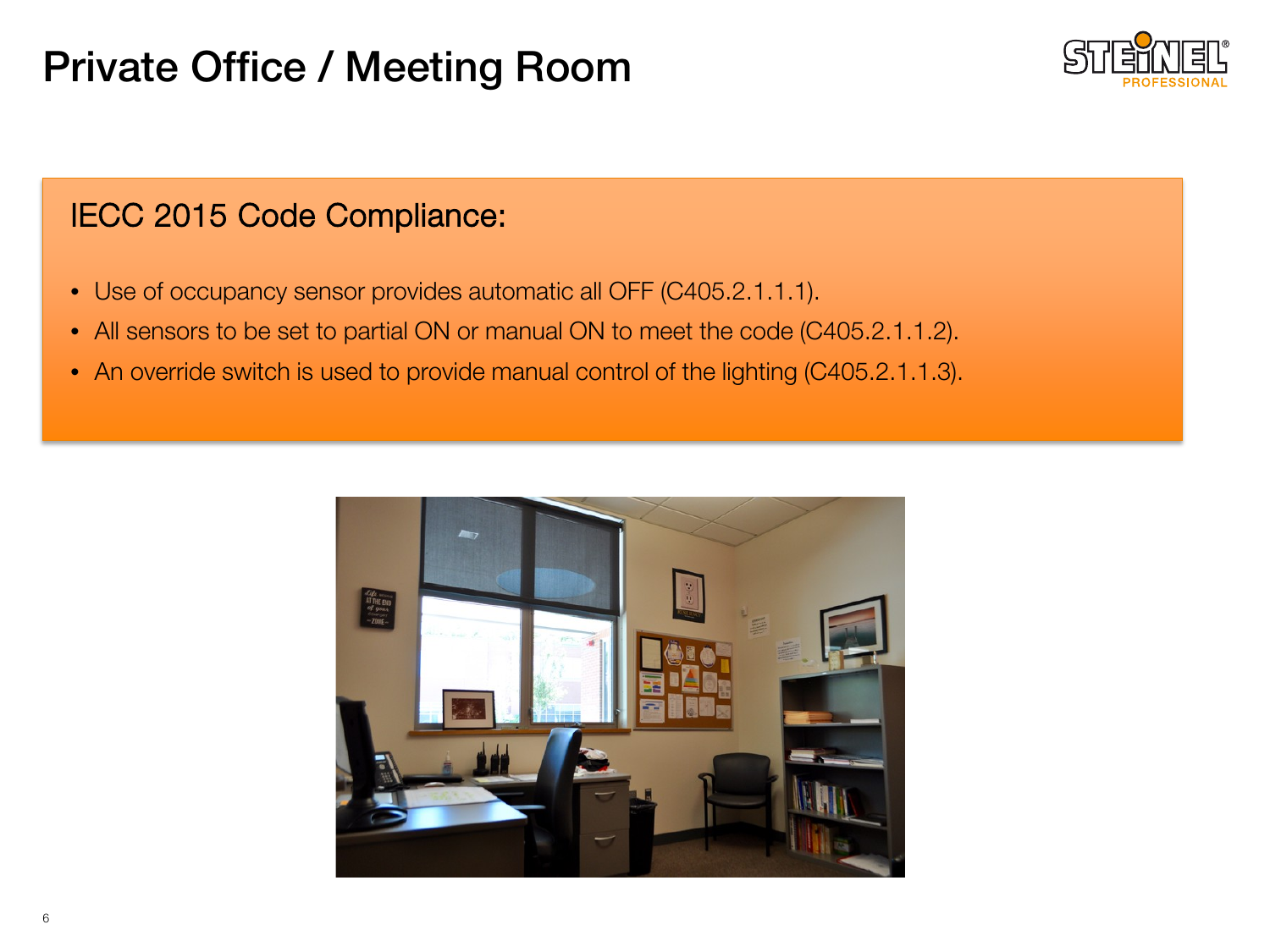# Private Office / Meeting Room

## IECC 2015 Code Compliance:

- Use of occupancy sensor provides automatic all OFF (C405.2.1.1.1).
- All sensors to be set to partial ON or manual ON to meet the code (C405.2.1.1.2).
- An override switch is used to provide manual control of the lighting (C405.2.1.1.3).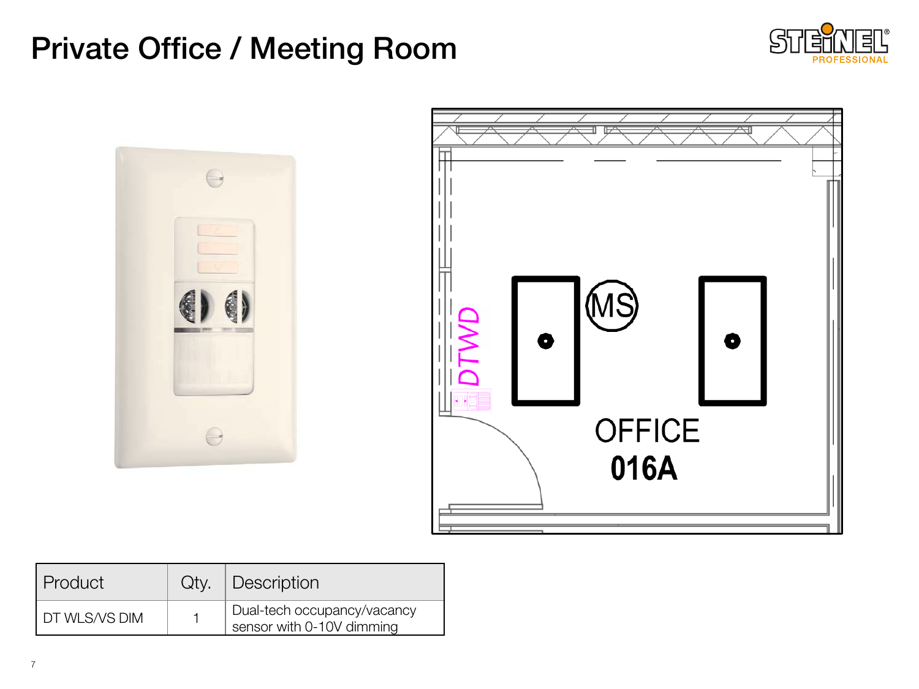# Private Office / Meeting Room

| Product | Qty. | Description |
| --- | --- | --- |
| DT WLS/VS DIM | 1 | Dual-tech occupancy/vacancy sensor with 0-10V dimming |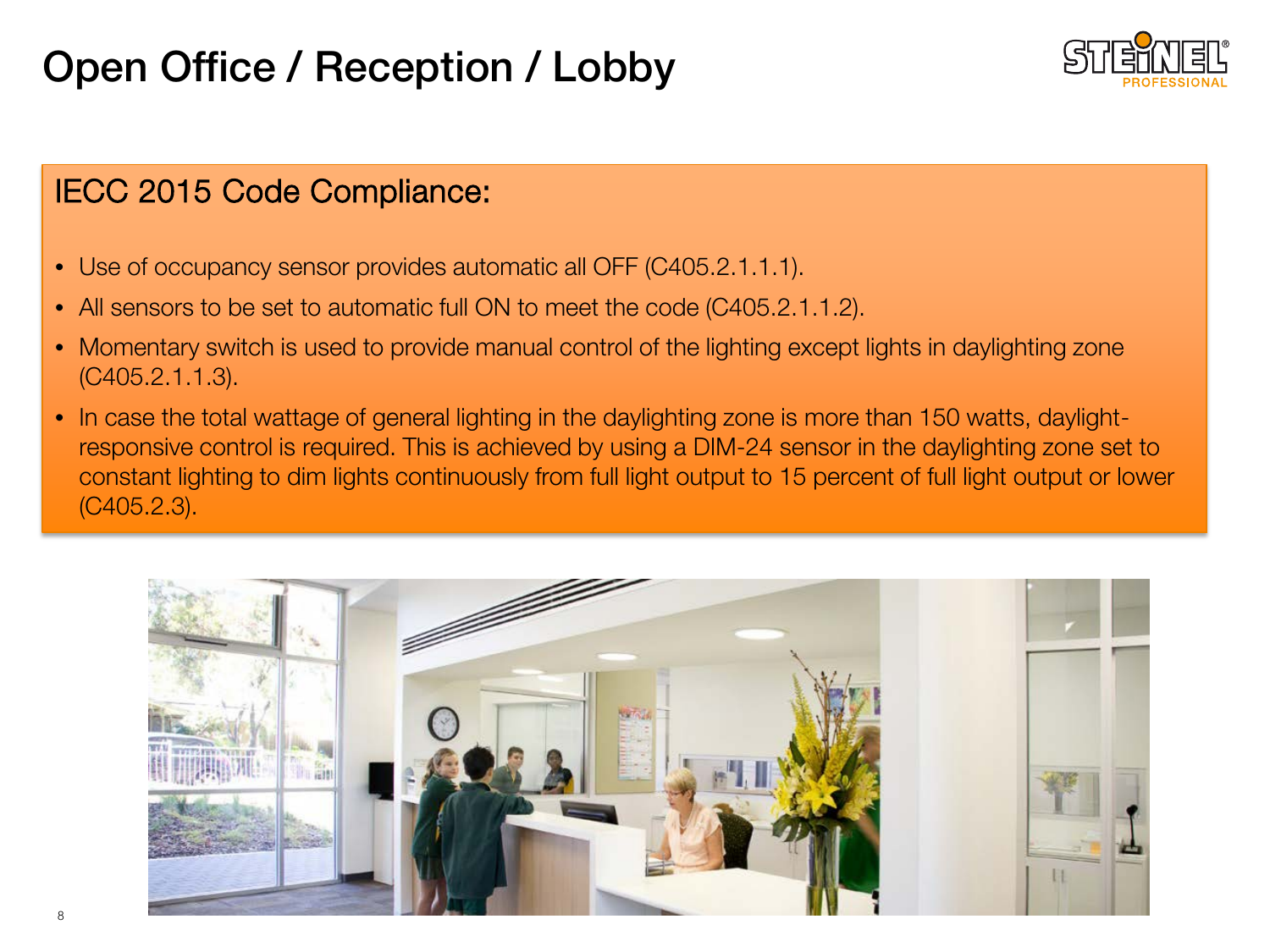# Open Office / Reception / Lobby

## IECC 2015 Code Compliance:

- Use of occupancy sensor provides automatic all OFF (C405.2.1.1.1).
- All sensors to be set to automatic full ON to meet the code (C405.2.1.1.2).
- Momentary switch is used to provide manual control of the lighting except lights in daylighting zone (C405.2.1.1.3).
- In case the total wattage of general lighting in the daylighting zone is more than 150 watts, daylight-responsive control is required. This is achieved by using a DIM-24 sensor in the daylighting zone set to constant lighting to dim lights continuously from full light output to 15 percent of full light output or lower (C405.2.3).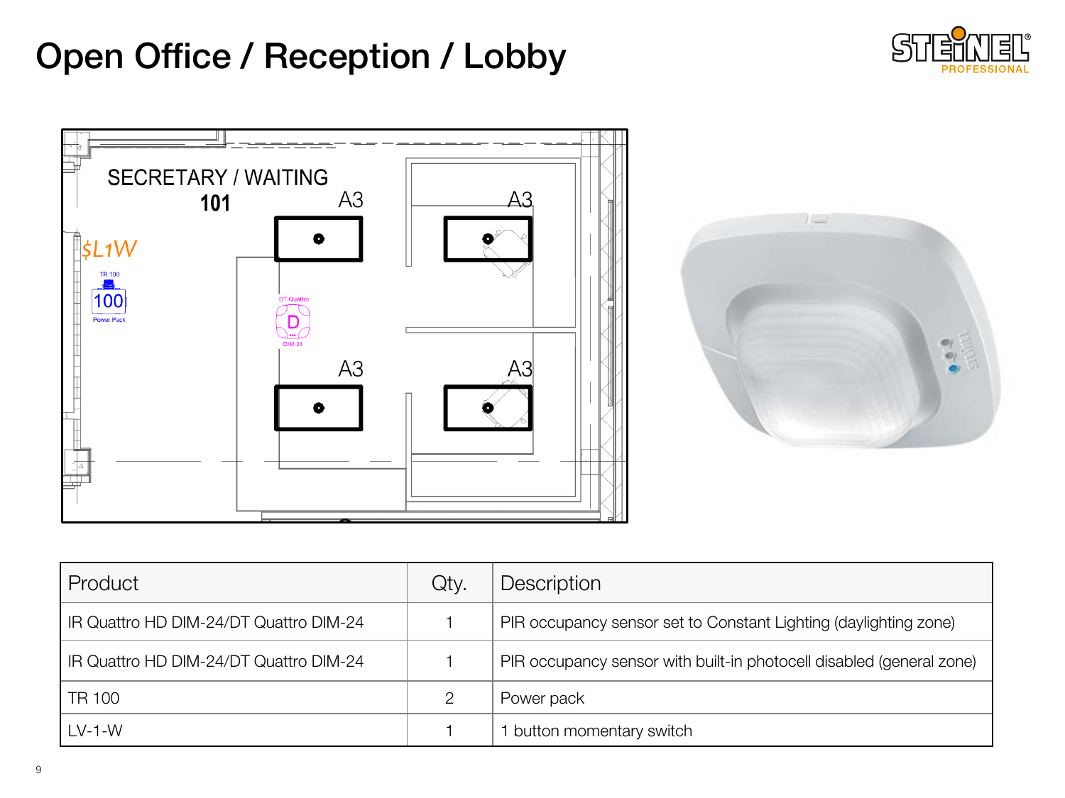# Open Office / Reception / Lobby

| Product | Qty. | Description |
| --- | --- | --- |
| IR Quattro HD DIM-24/DT Quattro DIM-24 | 1 | PIR occupancy sensor set to Constant Lighting (daylighting zone) |
| IR Quattro HD DIM-24/DT Quattro DIM-24 | 1 | PIR occupancy sensor with built-in photocell disabled (general zone) |
| TR 100 | 2 | Power pack |
| LV-1-W | 1 | 1 button momentary switch |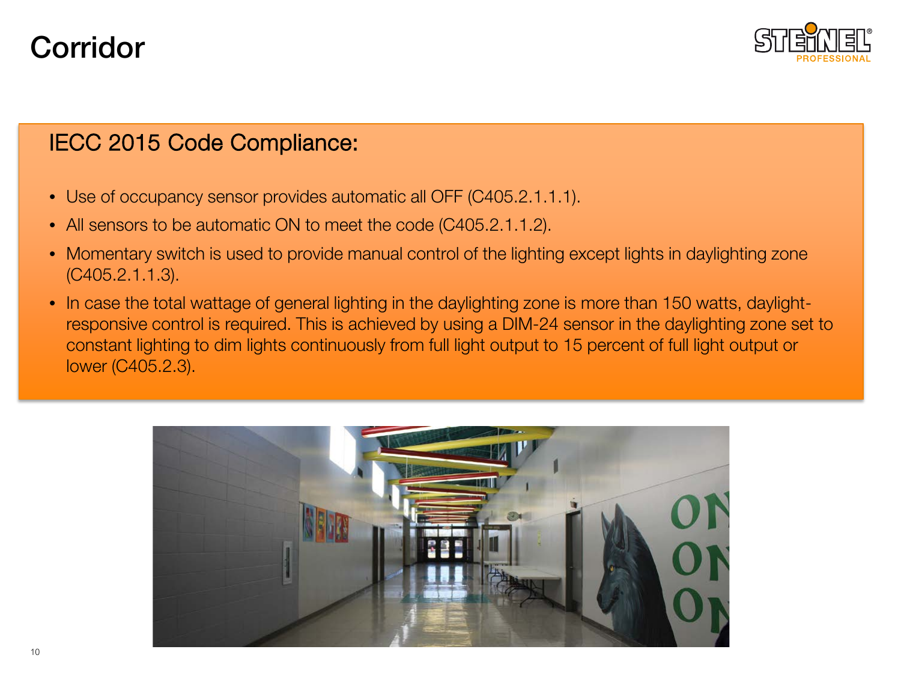# Corridor

## IECC 2015 Code Compliance:

- Use of occupancy sensor provides automatic all OFF (C405.2.1.1.1).
- All sensors to be automatic ON to meet the code (C405.2.1.1.2).
- Momentary switch is used to provide manual control of the lighting except lights in daylighting zone (C405.2.1.1.3).
- In case the total wattage of general lighting in the daylighting zone is more than 150 watts, daylight-responsive control is required. This is achieved by using a DIM-24 sensor in the daylighting zone set to constant lighting to dim lights continuously from full light output to 15 percent of full light output or lower (C405.2.3).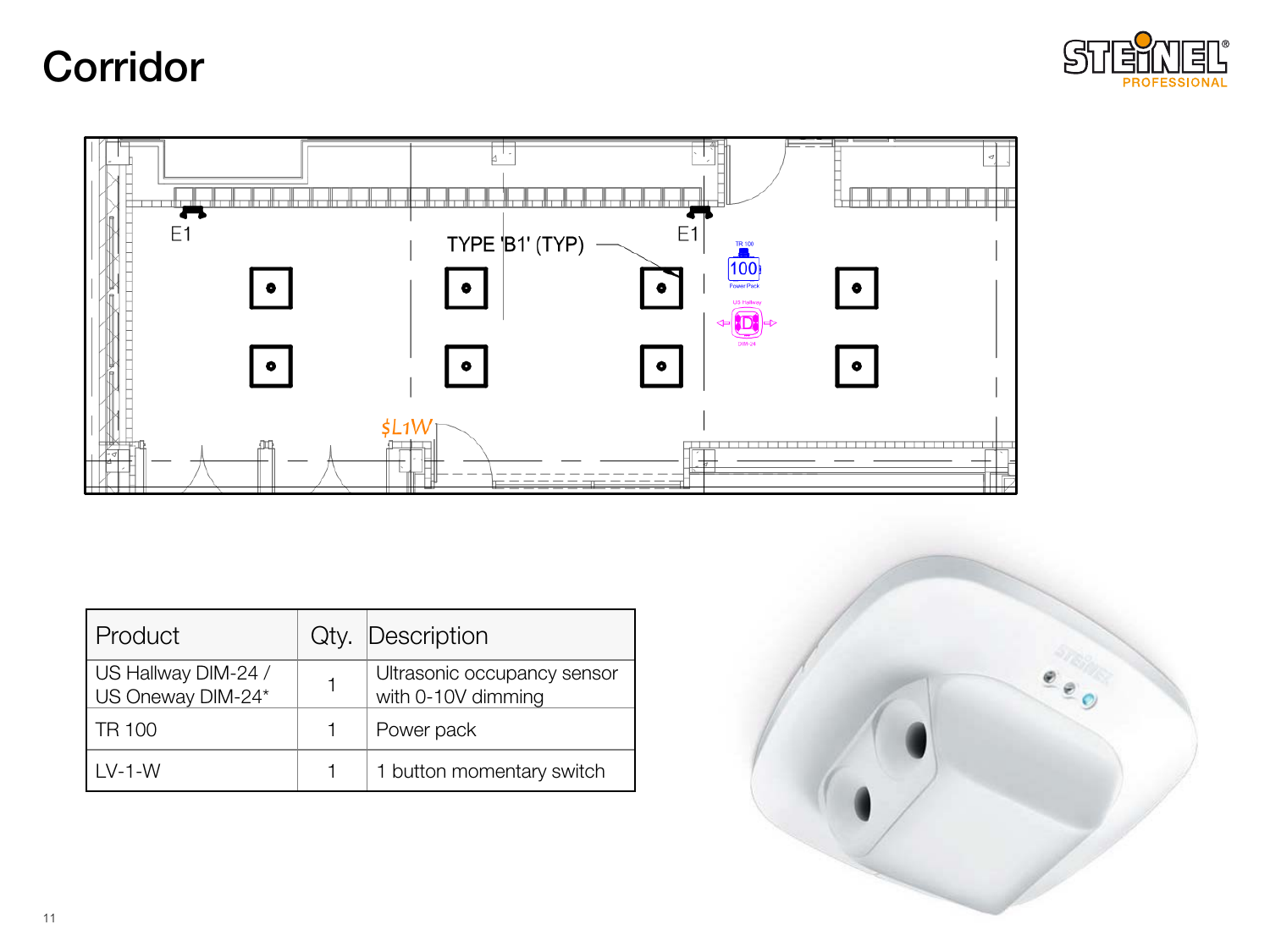# Corridor

| Product | Qty. | Description |
|---|---|---|
| US Hallway DIM-24 / US Oneway DIM-24* | 1 | Ultrasonic occupancy sensor with 0-10V dimming |
| TR 100 | 1 | Power pack |
| LV-1-W | 1 | 1 button momentary switch |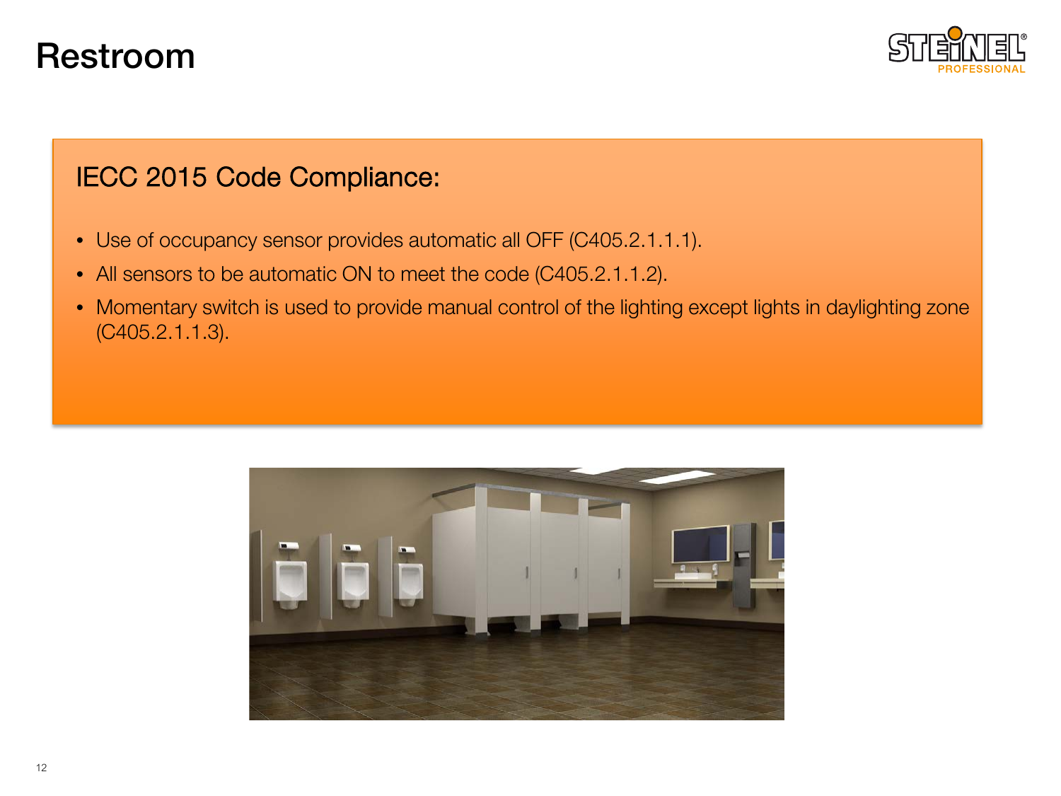# Restroom

## IECC 2015 Code Compliance:

- Use of occupancy sensor provides automatic all OFF (C405.2.1.1.1).
- All sensors to be automatic ON to meet the code (C405.2.1.1.2).
- Momentary switch is used to provide manual control of the lighting except lights in daylighting zone (C405.2.1.1.3).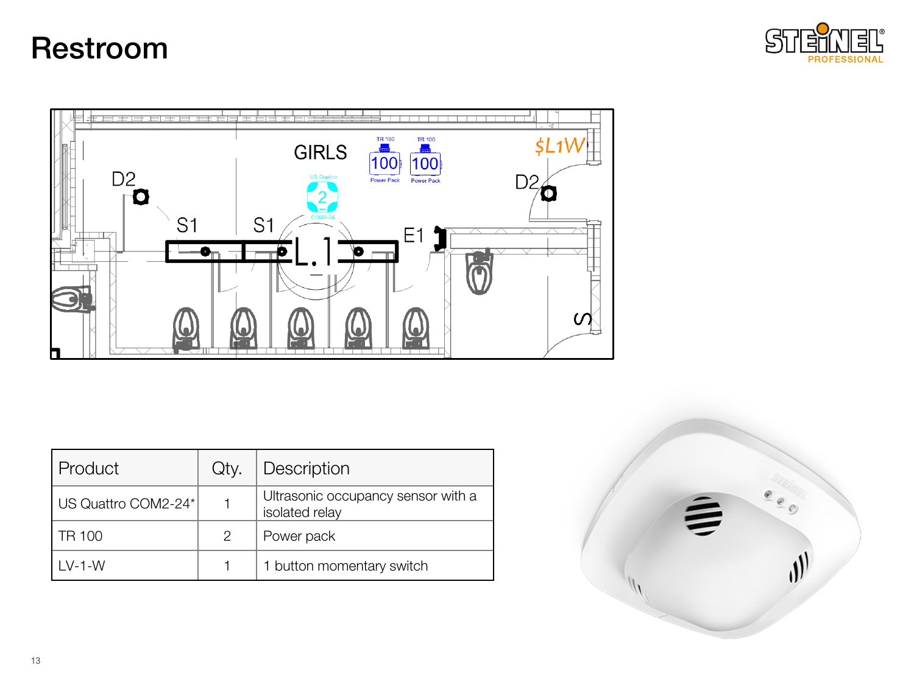# Restroom

| Product | Qty. | Description |
|---|---|---|
| US Quattro COM2-24* | 1 | Ultrasonic occupancy sensor with a isolated relay |
| TR 100 | 2 | Power pack |
| LV-1-W | 1 | 1 button momentary switch |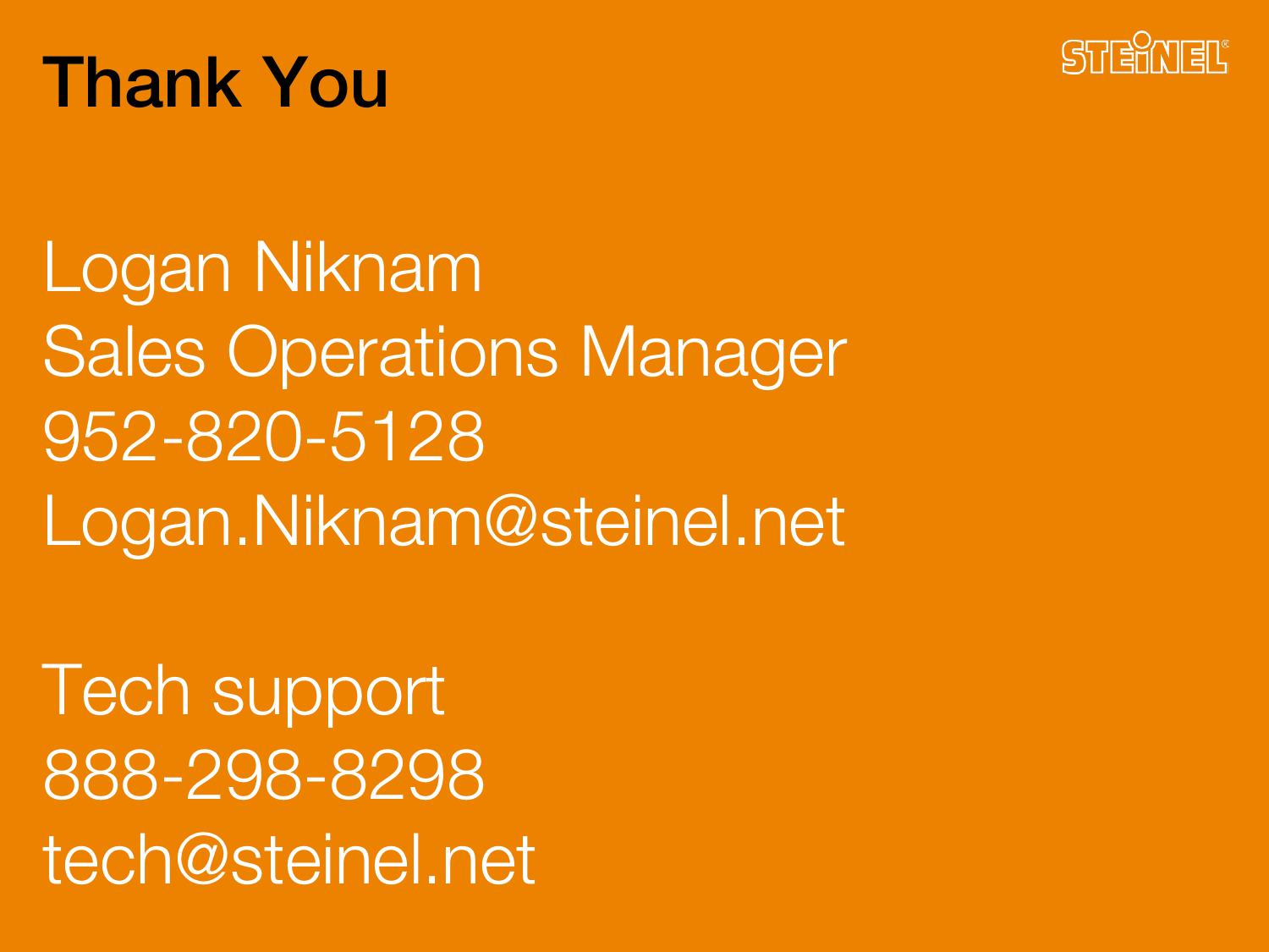# Thank You

STEINEL

Logan Niknam
Sales Operations Manager
952-820-5128
Logan.Niknam@steinel.net

Tech support
888-298-8298
tech@steinel.net